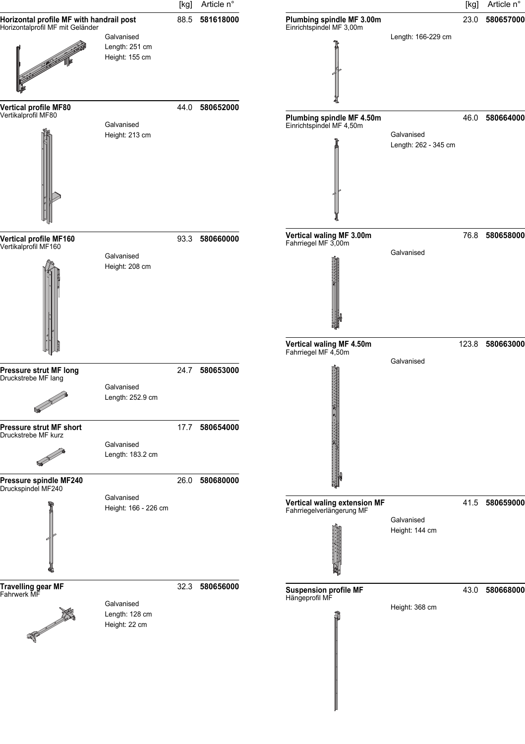| | | [kg] | Article n° |
|---|---|---|---|
| **Horizontal profile MF with handrail post**<br>Horizontalprofil MF mit Geländer | Galvanised<br>Length: 251 cm<br>Height: 155 cm | 88.5 | **581618000** |
| **Vertical profile MF80**<br>Vertikalprofil MF80 | Galvanised<br>Height: 213 cm | 44.0 | **580652000** |
| **Vertical profile MF160**<br>Vertikalprofil MF160 | Galvanised<br>Height: 208 cm | 93.3 | **580660000** |
| **Pressure strut MF long**<br>Druckstrebe MF lang | Galvanised<br>Length: 252.9 cm | 24.7 | **580653000** |
| **Pressure strut MF short**<br>Druckstrebe MF kurz | Galvanised<br>Length: 183.2 cm | 17.7 | **580654000** |
| **Pressure spindle MF240**<br>Druckspindel MF240 | Galvanised<br>Height: 166 - 226 cm | 26.0 | **580680000** |
| **Travelling gear MF**<br>Fahrwerk MF | Galvanised<br>Length: 128 cm<br>Height: 22 cm | 32.3 | **580656000** |
| **Plumbing spindle MF 3.00m**<br>Einrichtspindel MF 3,00m | Length: 166-229 cm | 23.0 | **580657000** |
| **Plumbing spindle MF 4.50m**<br>Einrichtspindel MF 4,50m | Galvanised<br>Length: 262 - 345 cm | 46.0 | **580664000** |
| **Vertical waling MF 3.00m**<br>Fahrriegel MF 3,00m | Galvanised | 76.8 | **580658000** |
| **Vertical waling MF 4.50m**<br>Fahrriegel MF 4,50m | Galvanised | 123.8 | **580663000** |
| **Vertical waling extension MF**<br>Fahrriegelverlängerung MF | Galvanised<br>Height: 144 cm | 41.5 | **580659000** |
| **Suspension profile MF**<br>Hängeprofil MF | Height: 368 cm | 43.0 | **580668000** |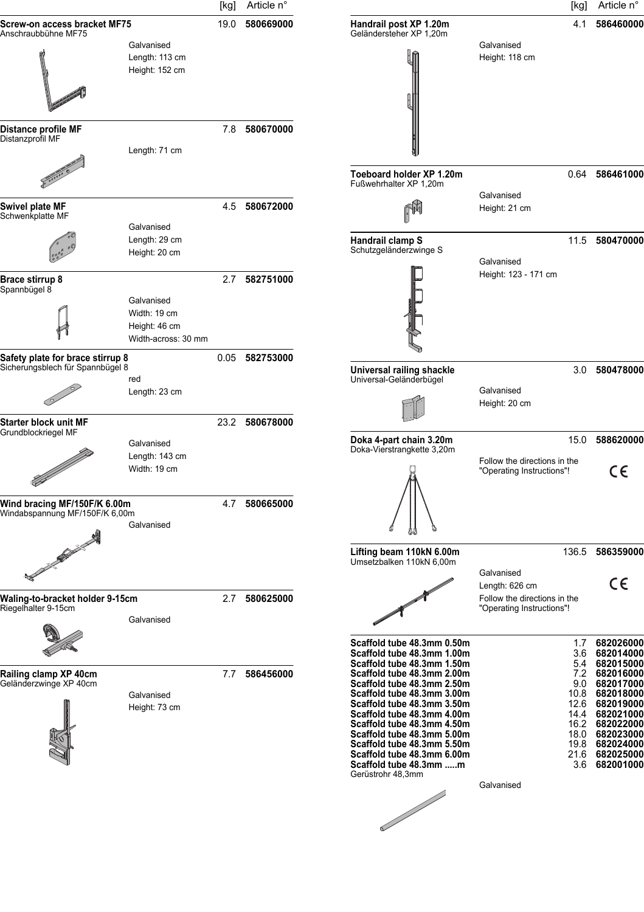| | [kg] | Article n° |
|---|---|---|
| **Screw-on access bracket MF75**<br>Anschraubbühne MF75<br>Galvanised<br>Length: 113 cm<br>Height: 152 cm | 19.0 | **580669000** |
| **Distance profile MF**<br>Distanzprofil MF<br>Length: 71 cm | 7.8 | **580670000** |
| **Swivel plate MF**<br>Schwenkplatte MF<br>Galvanised<br>Length: 29 cm<br>Height: 20 cm | 4.5 | **580672000** |
| **Brace stirrup 8**<br>Spannbügel 8<br>Galvanised<br>Width: 19 cm<br>Height: 46 cm<br>Width-across: 30 mm | 2.7 | **582751000** |
| **Safety plate for brace stirrup 8**<br>Sicherungsblech für Spannbügel 8<br>red<br>Length: 23 cm | 0.05 | **582753000** |
| **Starter block unit MF**<br>Grundblockriegel MF<br>Galvanised<br>Length: 143 cm<br>Width: 19 cm | 23.2 | **580678000** |
| **Wind bracing MF/150F/K 6.00m**<br>Windabspannung MF/150F/K 6,00m<br>Galvanised | 4.7 | **580665000** |
| **Waling-to-bracket holder 9-15cm**<br>Riegelhalter 9-15cm<br>Galvanised | 2.7 | **580625000** |
| **Railing clamp XP 40cm**<br>Geländerzwinge XP 40cm<br>Galvanised<br>Height: 73 cm | 7.7 | **586456000** |

| | [kg] | Article n° |
|---|---|---|
| **Handrail post XP 1.20m**<br>Geländersteher XP 1,20m<br>Galvanised<br>Height: 118 cm | 4.1 | **586460000** |
| **Toeboard holder XP 1.20m**<br>Fußwehrhalter XP 1,20m<br>Galvanised<br>Height: 21 cm | 0.64 | **586461000** |
| **Handrail clamp S**<br>Schutzgeländerzwinge S<br>Galvanised<br>Height: 123 - 171 cm | 11.5 | **580470000** |
| **Universal railing shackle**<br>Universal-Geländerbügel<br>Galvanised<br>Height: 20 cm | 3.0 | **580478000** |
| **Doka 4-part chain 3.20m**<br>Doka-Vierstrangkette 3,20m<br>Follow the directions in the "Operating Instructions"! CE | 15.0 | **588620000** |
| **Lifting beam 110kN 6.00m**<br>Umsetzbalken 110kN 6,00m<br>Galvanised<br>Length: 626 cm<br>Follow the directions in the "Operating Instructions"! CE | 136.5 | **586359000** |

| | [kg] | Article n° |
|---|---|---|
| **Scaffold tube 48.3mm 0.50m** | 1.7 | **682026000** |
| **Scaffold tube 48.3mm 1.00m** | 3.6 | **682014000** |
| **Scaffold tube 48.3mm 1.50m** | 5.4 | **682015000** |
| **Scaffold tube 48.3mm 2.00m** | 7.2 | **682016000** |
| **Scaffold tube 48.3mm 2.50m** | 9.0 | **682017000** |
| **Scaffold tube 48.3mm 3.00m** | 10.8 | **682018000** |
| **Scaffold tube 48.3mm 3.50m** | 12.6 | **682019000** |
| **Scaffold tube 48.3mm 4.00m** | 14.4 | **682021000** |
| **Scaffold tube 48.3mm 4.50m** | 16.2 | **682022000** |
| **Scaffold tube 48.3mm 5.00m** | 18.0 | **682023000** |
| **Scaffold tube 48.3mm 5.50m** | 19.8 | **682024000** |
| **Scaffold tube 48.3mm 6.00m** | 21.6 | **682025000** |
| **Scaffold tube 48.3mm .....m** | 3.6 | **682001000** |

Gerüstrohr 48,3mm

Galvanised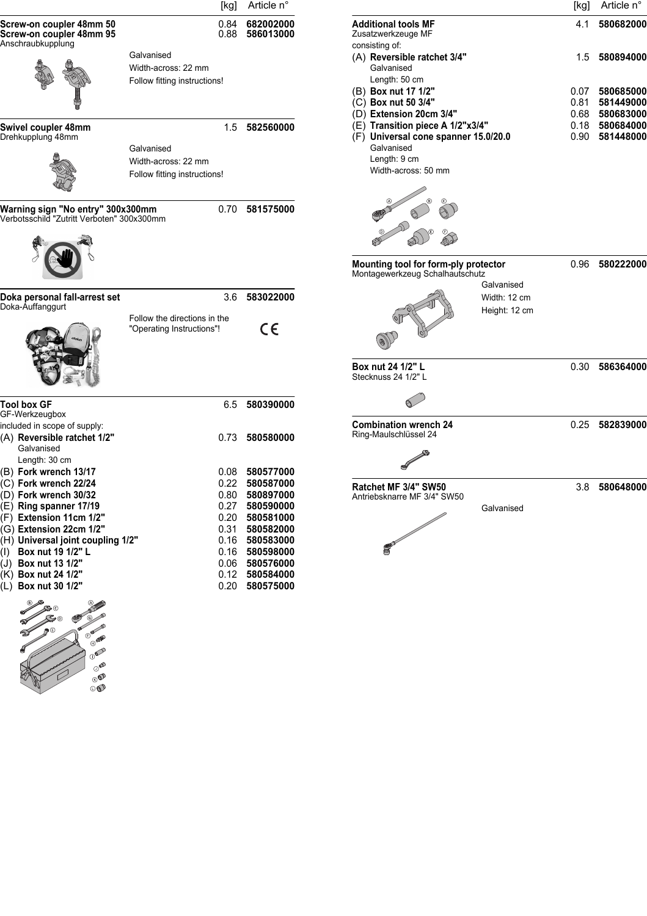| | [kg] | Article n° |
|---|---|---|
| **Screw-on coupler 48mm 50** | 0.84 | **682002000** |
| **Screw-on coupler 48mm 95** | 0.88 | **586013000** |

Anschraubkupplung

Galvanised

Width-across: 22 mm

Follow fitting instructions!

| | [kg] | Article n° |
|---|---|---|
| **Swivel coupler 48mm** | 1.5 | **582560000** |

Drehkupplung 48mm

Galvanised

Width-across: 22 mm

Follow fitting instructions!

| | [kg] | Article n° |
|---|---|---|
| **Warning sign "No entry" 300x300mm** | 0.70 | **581575000** |

Verbotsschild "Zutritt Verboten" 300x300mm

| | [kg] | Article n° |
|---|---|---|
| **Doka personal fall-arrest set** | 3.6 | **583022000** |

Doka-Auffanggurt

Follow the directions in the "Operating Instructions"!

CE

| | [kg] | Article n° |
|---|---|---|
| **Tool box GF** | 6.5 | **580390000** |

GF-Werkzeugbox

included in scope of supply:

| | [kg] | Article n° |
|---|---|---|
| (A) **Reversible ratchet 1/2"** (Galvanised, Length: 30 cm) | 0.73 | **580580000** |
| (B) **Fork wrench 13/17** | 0.08 | **580577000** |
| (C) **Fork wrench 22/24** | 0.22 | **580587000** |
| (D) **Fork wrench 30/32** | 0.80 | **580897000** |
| (E) **Ring spanner 17/19** | 0.27 | **580590000** |
| (F) **Extension 11cm 1/2"** | 0.20 | **580581000** |
| (G) **Extension 22cm 1/2"** | 0.31 | **580582000** |
| (H) **Universal joint coupling 1/2"** | 0.16 | **580583000** |
| (I) **Box nut 19 1/2" L** | 0.16 | **580598000** |
| (J) **Box nut 13 1/2"** | 0.06 | **580576000** |
| (K) **Box nut 24 1/2"** | 0.12 | **580584000** |
| (L) **Box nut 30 1/2"** | 0.20 | **580575000** |

| | [kg] | Article n° |
|---|---|---|
| **Additional tools MF** | 4.1 | **580682000** |

Zusatzwerkzeuge MF

consisting of:

| | [kg] | Article n° |
|---|---|---|
| (A) **Reversible ratchet 3/4"** (Galvanised, Length: 50 cm) | 1.5 | **580894000** |
| (B) **Box nut 17 1/2"** | 0.07 | **580685000** |
| (C) **Box nut 50 3/4"** | 0.81 | **581449000** |
| (D) **Extension 20cm 3/4"** | 0.68 | **580683000** |
| (E) **Transition piece A 1/2"x3/4"** | 0.18 | **580684000** |
| (F) **Universal cone spanner 15.0/20.0** (Galvanised, Length: 9 cm, Width-across: 50 mm) | 0.90 | **581448000** |

| | [kg] | Article n° |
|---|---|---|
| **Mounting tool for form-ply protector** | 0.96 | **580222000** |

Montagewerkzeug Schalhautschutz

Galvanised

Width: 12 cm

Height: 12 cm

| | [kg] | Article n° |
|---|---|---|
| **Box nut 24 1/2" L** | 0.30 | **586364000** |

Stecknuss 24 1/2" L

| | [kg] | Article n° |
|---|---|---|
| **Combination wrench 24** | 0.25 | **582839000** |

Ring-Maulschlüssel 24

| | [kg] | Article n° |
|---|---|---|
| **Ratchet MF 3/4" SW50** | 3.8 | **580648000** |

Antriebsknarre MF 3/4" SW50

Galvanised